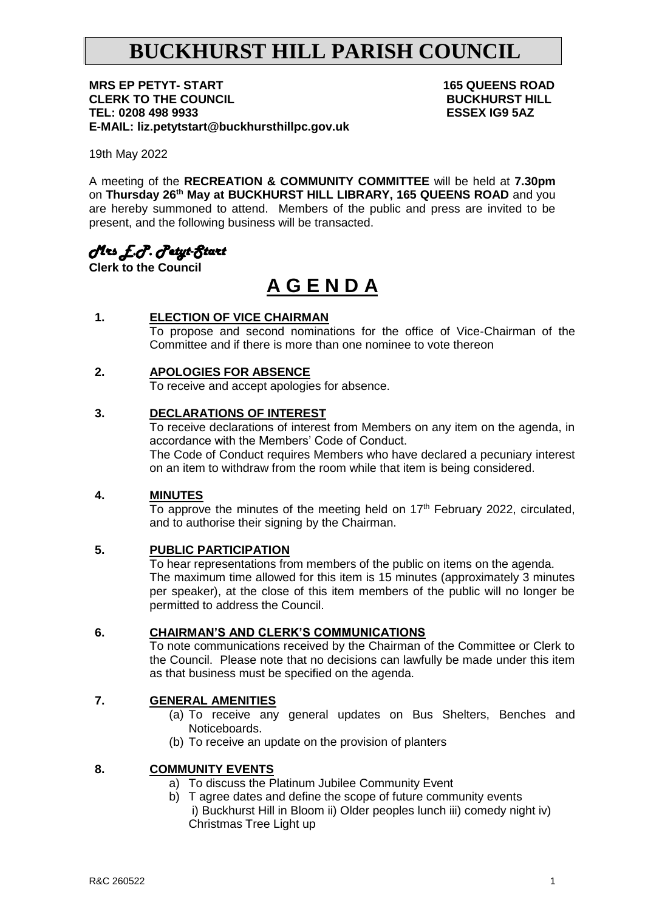# BUCKHURST HILL PARISH COUNCIL

**MRS EP PETYT- START**
**CLERK TO THE COUNCIL**
**TEL: 0208 498 9933**
**E-MAIL: liz.petytstart@buckhursthillpc.gov.uk**

**165 QUEENS ROAD**
**BUCKHURST HILL**
**ESSEX IG9 5AZ**

19th May 2022

A meeting of the **RECREATION & COMMUNITY COMMITTEE** will be held at **7.30pm** on **Thursday 26th May at BUCKHURST HILL LIBRARY, 165 QUEENS ROAD** and you are hereby summoned to attend. Members of the public and press are invited to be present, and the following business will be transacted.

*Mrs E.P. Petyt-Start*
**Clerk to the Council**

# A G E N D A

**1. ELECTION OF VICE CHAIRMAN**

To propose and second nominations for the office of Vice-Chairman of the Committee and if there is more than one nominee to vote thereon

**2. APOLOGIES FOR ABSENCE**

To receive and accept apologies for absence.

**3. DECLARATIONS OF INTEREST**

To receive declarations of interest from Members on any item on the agenda, in accordance with the Members' Code of Conduct.
The Code of Conduct requires Members who have declared a pecuniary interest on an item to withdraw from the room while that item is being considered.

**4. MINUTES**

To approve the minutes of the meeting held on 17th February 2022, circulated, and to authorise their signing by the Chairman.

**5. PUBLIC PARTICIPATION**

To hear representations from members of the public on items on the agenda.
The maximum time allowed for this item is 15 minutes (approximately 3 minutes per speaker), at the close of this item members of the public will no longer be permitted to address the Council.

**6. CHAIRMAN'S AND CLERK'S COMMUNICATIONS**

To note communications received by the Chairman of the Committee or Clerk to the Council. Please note that no decisions can lawfully be made under this item as that business must be specified on the agenda.

**7. GENERAL AMENITIES**

(a) To receive any general updates on Bus Shelters, Benches and Noticeboards.
(b) To receive an update on the provision of planters

**8. COMMUNITY EVENTS**

a) To discuss the Platinum Jubilee Community Event
b) T agree dates and define the scope of future community events
 i) Buckhurst Hill in Bloom ii) Older peoples lunch iii) comedy night iv) Christmas Tree Light up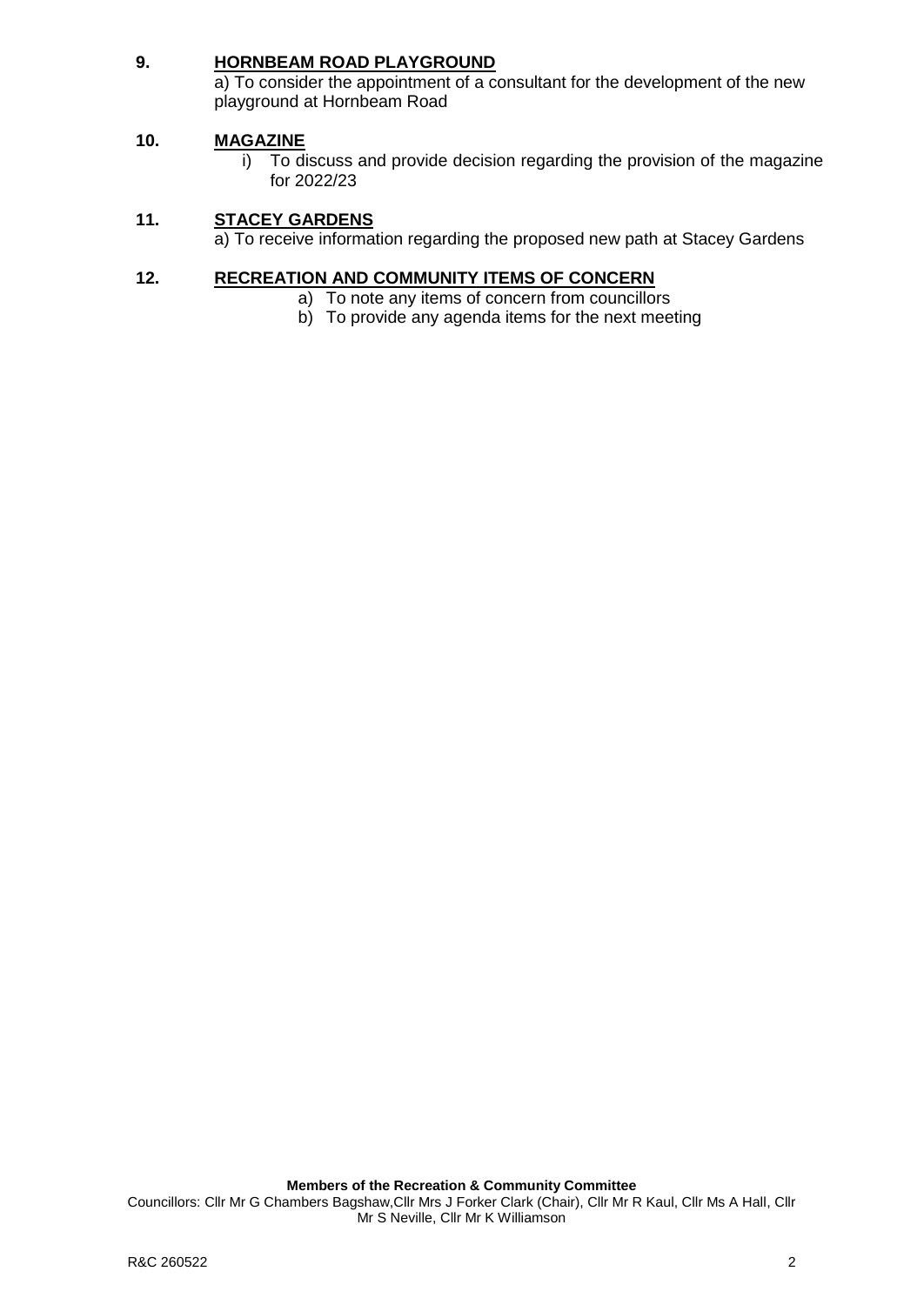**9. HORNBEAM ROAD PLAYGROUND**

a) To consider the appointment of a consultant for the development of the new playground at Hornbeam Road

**10. MAGAZINE**

i) To discuss and provide decision regarding the provision of the magazine for 2022/23

**11. STACEY GARDENS**

a) To receive information regarding the proposed new path at Stacey Gardens

**12. RECREATION AND COMMUNITY ITEMS OF CONCERN**

a) To note any items of concern from councillors
b) To provide any agenda items for the next meeting

**Members of the Recreation & Community Committee**

Councillors: Cllr Mr G Chambers Bagshaw,Cllr Mrs J Forker Clark (Chair), Cllr Mr R Kaul, Cllr Ms A Hall, Cllr Mr S Neville, Cllr Mr K Williamson

R&C 260522